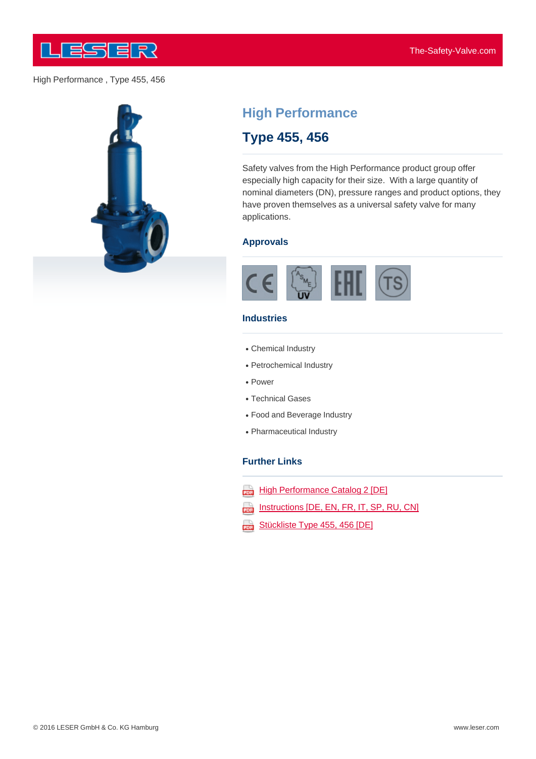High Performance , Type 455, 456

# High Performance

## Type 455, 456

Safety valves from the High Performance product group offer especially high capacity for their size. With a large quantity of nominal diameters (DN), pressure ranges and product options, they have proven themselves as a universal safety valve for many applications.

### Approvals

### Industries

- Chemical Industry
- Petrochemical Industry
- Power
- Technical Gases
- Food and Beverage Industry
- Pharmaceutical Industry

### Further Links

- High Performance Catalog 2 [DE]
- Instructions [DE, EN, FR, IT, SP, RU, CN]
- Stückliste Type 455, 456 [DE]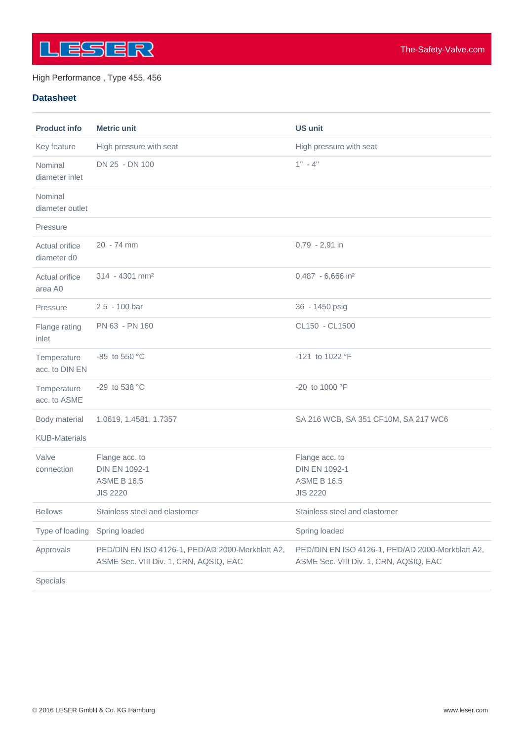High Performance , Type 455, 456

## Datasheet

| Product info | Metric unit | US unit |
|---|---|---|
| Key feature | High pressure with seat | High pressure with seat |
| Nominal diameter inlet | DN 25 - DN 100 | 1" - 4" |
| Nominal diameter outlet | | |
| Pressure | | |
| Actual orifice diameter d0 | 20 - 74 mm | 0,79 - 2,91 in |
| Actual orifice area A0 | 314 - 4301 mm² | 0,487 - 6,666 in² |
| Pressure | 2,5 - 100 bar | 36 - 1450 psig |
| Flange rating inlet | PN 63 - PN 160 | CL150 - CL1500 |
| Temperature acc. to DIN EN | -85 to 550 °C | -121 to 1022 °F |
| Temperature acc. to ASME | -29 to 538 °C | -20 to 1000 °F |
| Body material | 1.0619, 1.4581, 1.7357 | SA 216 WCB, SA 351 CF10M, SA 217 WC6 |
| KUB-Materials | | |
| Valve connection | Flange acc. to DIN EN 1092-1 ASME B 16.5 JIS 2220 | Flange acc. to DIN EN 1092-1 ASME B 16.5 JIS 2220 |
| Bellows | Stainless steel and elastomer | Stainless steel and elastomer |
| Type of loading | Spring loaded | Spring loaded |
| Approvals | PED/DIN EN ISO 4126-1, PED/AD 2000-Merkblatt A2, ASME Sec. VIII Div. 1, CRN, AQSIQ, EAC | PED/DIN EN ISO 4126-1, PED/AD 2000-Merkblatt A2, ASME Sec. VIII Div. 1, CRN, AQSIQ, EAC |
| Specials | | |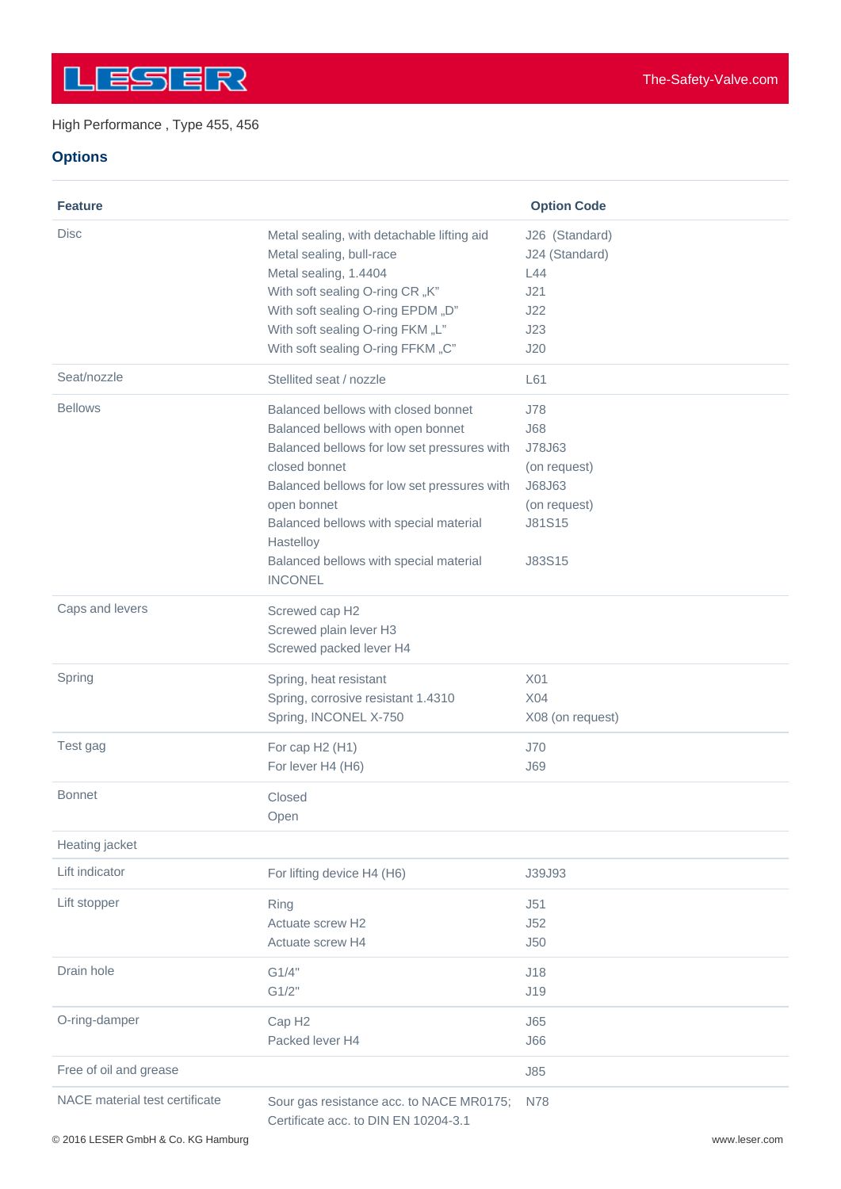High Performance , Type 455, 456

## Options

| Feature | | Option Code |
|---|---|---|
| Disc | Metal sealing, with detachable lifting aid | J26 (Standard) |
| | Metal sealing, bull-race | J24 (Standard) |
| | Metal sealing, 1.4404 | L44 |
| | With soft sealing O-ring CR „K" | J21 |
| | With soft sealing O-ring EPDM „D" | J22 |
| | With soft sealing O-ring FKM „L" | J23 |
| | With soft sealing O-ring FFKM „C" | J20 |
| Seat/nozzle | Stellited seat / nozzle | L61 |
| Bellows | Balanced bellows with closed bonnet | J78 |
| | Balanced bellows with open bonnet | J68 |
| | Balanced bellows for low set pressures with closed bonnet | J78J63 (on request) |
| | Balanced bellows for low set pressures with open bonnet | J68J63 (on request) |
| | Balanced bellows with special material Hastelloy | J81S15 |
| | Balanced bellows with special material INCONEL | J83S15 |
| Caps and levers | Screwed cap H2 | |
| | Screwed plain lever H3 | |
| | Screwed packed lever H4 | |
| Spring | Spring, heat resistant | X01 |
| | Spring, corrosive resistant 1.4310 | X04 |
| | Spring, INCONEL X-750 | X08 (on request) |
| Test gag | For cap H2 (H1) | J70 |
| | For lever H4 (H6) | J69 |
| Bonnet | Closed | |
| | Open | |
| Heating jacket | | |
| Lift indicator | For lifting device H4 (H6) | J39J93 |
| Lift stopper | Ring | J51 |
| | Actuate screw H2 | J52 |
| | Actuate screw H4 | J50 |
| Drain hole | G1/4" | J18 |
| | G1/2" | J19 |
| O-ring-damper | Cap H2 | J65 |
| | Packed lever H4 | J66 |
| Free of oil and grease | | J85 |
| NACE material test certificate | Sour gas resistance acc. to NACE MR0175; Certificate acc. to DIN EN 10204-3.1 | N78 |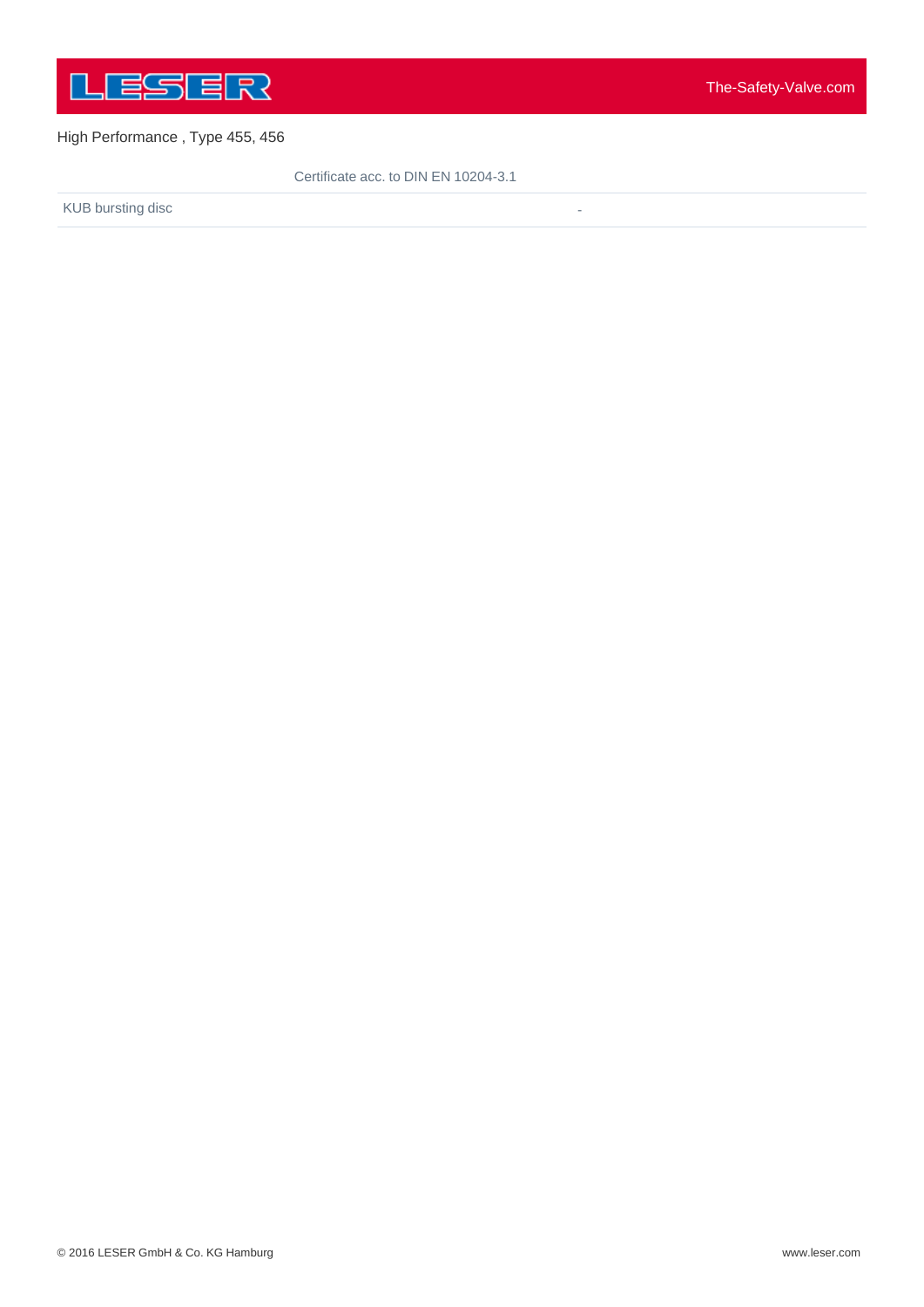High Performance , Type 455, 456

| | Certificate acc. to DIN EN 10204-3.1 |
|---|---|
| KUB bursting disc | - |